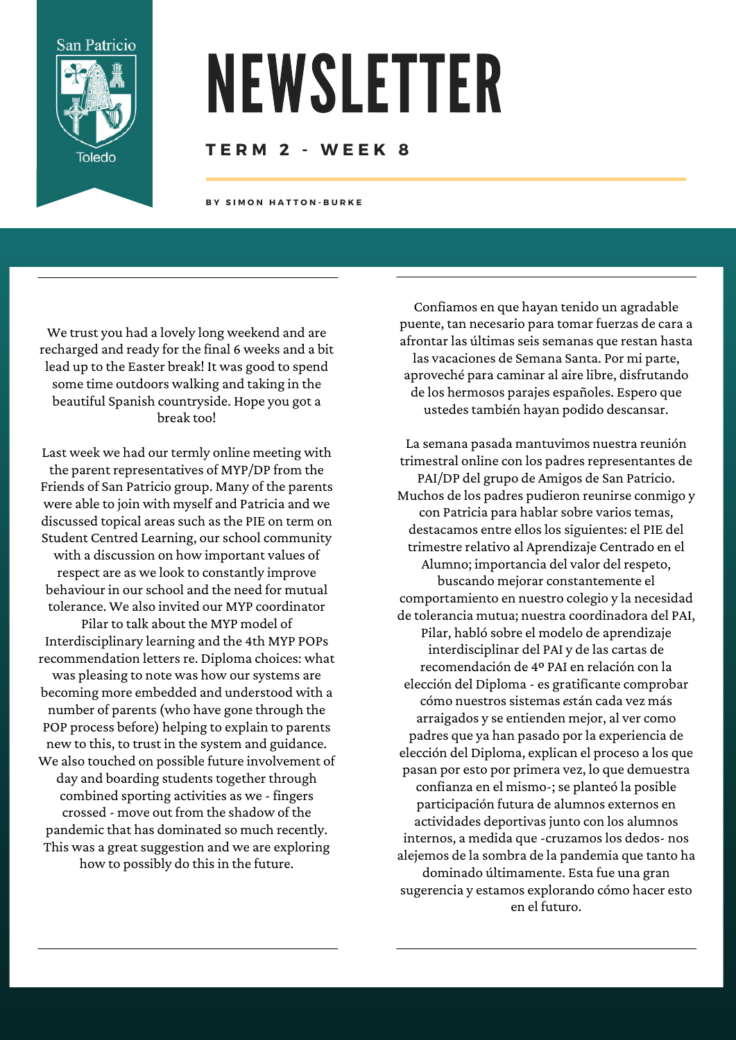San Patricio

Toledo

# NEWSLETTER

## TERM 2 - WEEK 8

BY SIMON HATTON-BURKE

We trust you had a lovely long weekend and are recharged and ready for the final 6 weeks and a bit lead up to the Easter break! It was good to spend some time outdoors walking and taking in the beautiful Spanish countryside. Hope you got a break too!

Last week we had our termly online meeting with the parent representatives of MYP/DP from the Friends of San Patricio group. Many of the parents were able to join with myself and Patricia and we discussed topical areas such as the PIE on term on Student Centred Learning, our school community with a discussion on how important values of respect are as we look to constantly improve behaviour in our school and the need for mutual tolerance. We also invited our MYP coordinator Pilar to talk about the MYP model of Interdisciplinary learning and the 4th MYP POPs recommendation letters re. Diploma choices: what was pleasing to note was how our systems are becoming more embedded and understood with a number of parents (who have gone through the POP process before) helping to explain to parents new to this, to trust in the system and guidance. We also touched on possible future involvement of day and boarding students together through combined sporting activities as we - fingers crossed - move out from the shadow of the pandemic that has dominated so much recently. This was a great suggestion and we are exploring how to possibly do this in the future.

Confiamos en que hayan tenido un agradable puente, tan necesario para tomar fuerzas de cara a afrontar las últimas seis semanas que restan hasta las vacaciones de Semana Santa. Por mi parte, aproveché para caminar al aire libre, disfrutando de los hermosos parajes españoles. Espero que ustedes también hayan podido descansar.

La semana pasada mantuvimos nuestra reunión trimestral online con los padres representantes de PAI/DP del grupo de Amigos de San Patricio. Muchos de los padres pudieron reunirse conmigo y con Patricia para hablar sobre varios temas, destacamos entre ellos los siguientes: el PIE del trimestre relativo al Aprendizaje Centrado en el Alumno; importancia del valor del respeto, buscando mejorar constantemente el comportamiento en nuestro colegio y la necesidad de tolerancia mutua; nuestra coordinadora del PAI, Pilar, habló sobre el modelo de aprendizaje interdisciplinar del PAI y de las cartas de recomendación de 4º PAI en relación con la elección del Diploma - es gratificante comprobar cómo nuestros sistemas *es*tán cada vez más arraigados y se entienden mejor, al ver como padres que ya han pasado por la experiencia de elección del Diploma, explican el proceso a los que pasan por esto por primera vez, lo que demuestra confianza en el mismo-; se planteó la posible participación futura de alumnos externos en actividades deportivas junto con los alumnos internos, a medida que -cruzamos los dedos- nos alejemos de la sombra de la pandemia que tanto ha dominado últimamente. Esta fue una gran sugerencia y estamos explorando cómo hacer esto en el futuro.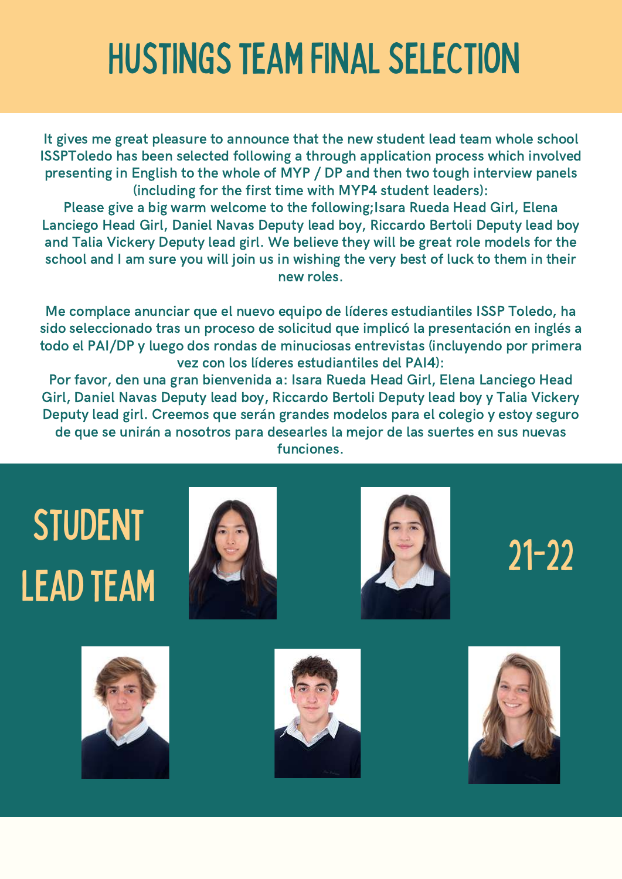# HUSTINGS TEAM FINAL SELECTION

It gives me great pleasure to announce that the new student lead team whole school ISSPToledo has been selected following a through application process which involved presenting in English to the whole of MYP / DP and then two tough interview panels (including for the first time with MYP4 student leaders):

Please give a big warm welcome to the following;Isara Rueda Head Girl, Elena Lanciego Head Girl, Daniel Navas Deputy lead boy, Riccardo Bertoli Deputy lead boy and Talia Vickery Deputy lead girl. We believe they will be great role models for the school and I am sure you will join us in wishing the very best of luck to them in their new roles.

Me complace anunciar que el nuevo equipo de líderes estudiantiles ISSP Toledo, ha sido seleccionado tras un proceso de solicitud que implicó la presentación en inglés a todo el PAI/DP y luego dos rondas de minuciosas entrevistas (incluyendo por primera vez con los líderes estudiantiles del PAI4):

Por favor, den una gran bienvenida a: Isara Rueda Head Girl, Elena Lanciego Head Girl, Daniel Navas Deputy lead boy, Riccardo Bertoli Deputy lead boy y Talia Vickery Deputy lead girl. Creemos que serán grandes modelos para el colegio y estoy seguro de que se unirán a nosotros para desearles la mejor de las suertes en sus nuevas funciones.

## STUDENT LEAD TEAM

## 21-22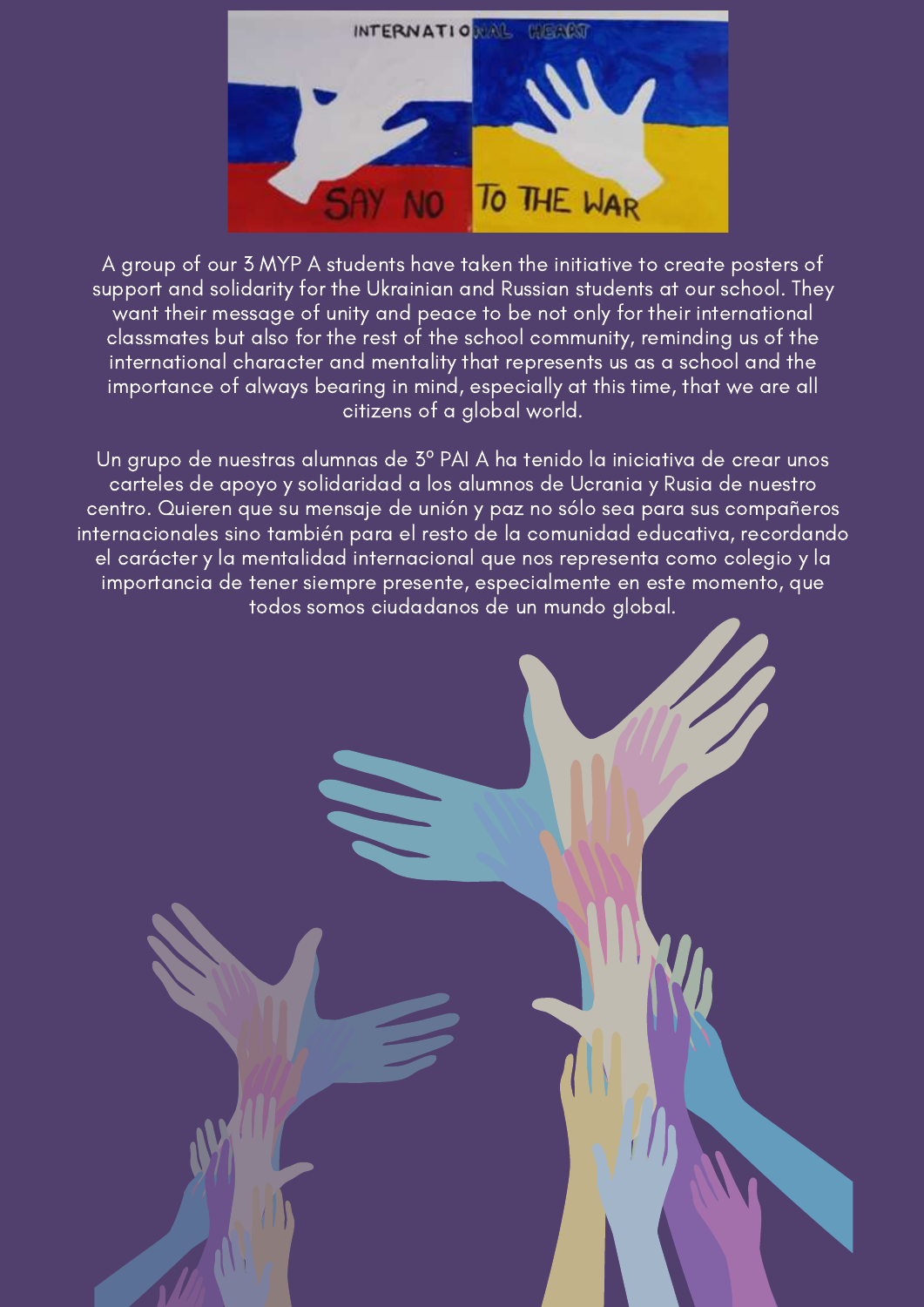A group of our 3 MYP A students have taken the initiative to create posters of support and solidarity for the Ukrainian and Russian students at our school. They want their message of unity and peace to be not only for their international classmates but also for the rest of the school community, reminding us of the international character and mentality that represents us as a school and the importance of always bearing in mind, especially at this time, that we are all citizens of a global world.

Un grupo de nuestras alumnas de 3º PAI A ha tenido la iniciativa de crear unos carteles de apoyo y solidaridad a los alumnos de Ucrania y Rusia de nuestro centro. Quieren que su mensaje de unión y paz no sólo sea para sus compañeros internacionales sino también para el resto de la comunidad educativa, recordando el carácter y la mentalidad internacional que nos representa como colegio y la importancia de tener siempre presente, especialmente en este momento, que todos somos ciudadanos de un mundo global.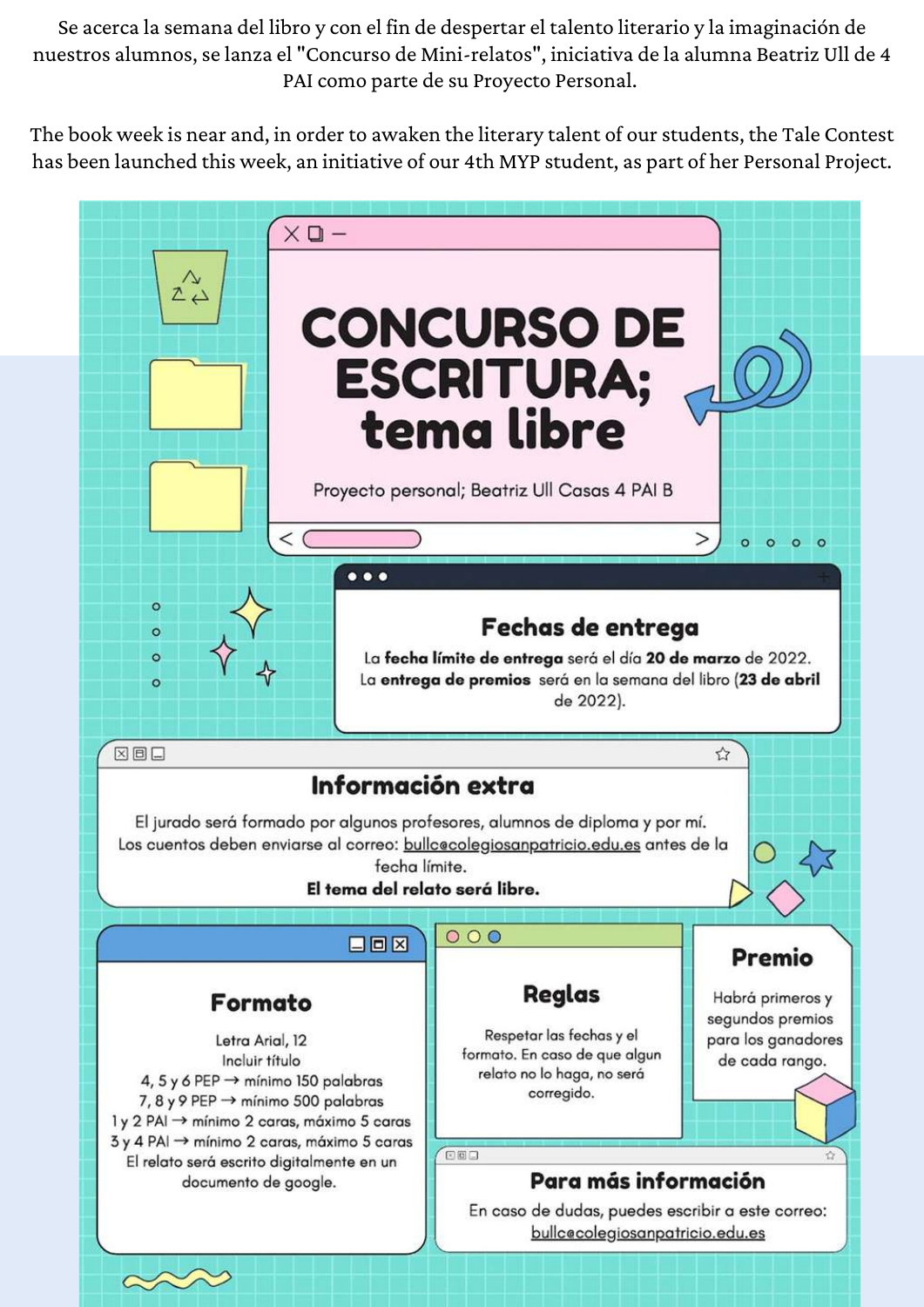Se acerca la semana del libro y con el fin de despertar el talento literario y la imaginación de nuestros alumnos, se lanza el "Concurso de Mini-relatos", iniciativa de la alumna Beatriz Ull de 4 PAI como parte de su Proyecto Personal.

The book week is near and, in order to awaken the literary talent of our students, the Tale Contest has been launched this week, an initiative of our 4th MYP student, as part of her Personal Project.

# CONCURSO DE ESCRITURA; tema libre

Proyecto personal; Beatriz Ull Casas 4 PAI B

## Fechas de entrega

La **fecha límite de entrega** será el día **20 de marzo** de 2022. La **entrega de premios** será en la semana del libro (**23 de abril** de 2022).

## Información extra

El jurado será formado por algunos profesores, alumnos de diploma y por mí. Los cuentos deben enviarse al correo: bullc@colegiosanpatricio.edu.es antes de la fecha límite.

**El tema del relato será libre.**

## Formato

Letra Arial, 12
Incluir título
4, 5 y 6 PEP → mínimo 150 palabras
7, 8 y 9 PEP → mínimo 500 palabras
1 y 2 PAI → mínimo 2 caras, máximo 5 caras
3 y 4 PAI → mínimo 2 caras, máximo 5 caras
El relato será escrito digitalmente en un documento de google.

## Reglas

Respetar las fechas y el formato. En caso de que algun relato no lo haga, no será corregido.

## Premio

Habrá primeros y segundos premios para los ganadores de cada rango.

## Para más información

En caso de dudas, puedes escribir a este correo: bullc@colegiosanpatricio.edu.es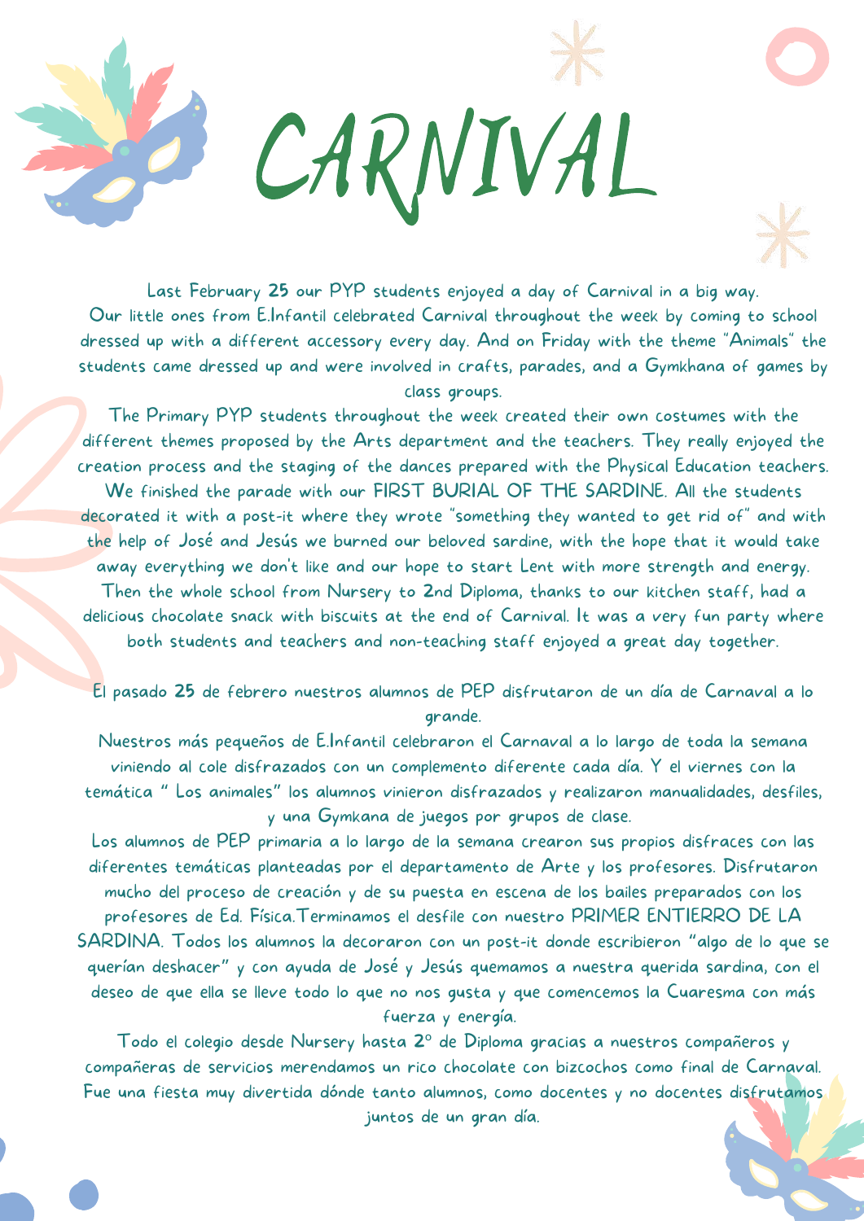# CARNIVAL

Last February 25 our PYP students enjoyed a day of Carnival in a big way.
Our little ones from E.Infantil celebrated Carnival throughout the week by coming to school dressed up with a different accessory every day. And on Friday with the theme "Animals" the students came dressed up and were involved in crafts, parades, and a Gymkhana of games by class groups.
The Primary PYP students throughout the week created their own costumes with the different themes proposed by the Arts department and the teachers. They really enjoyed the creation process and the staging of the dances prepared with the Physical Education teachers.
We finished the parade with our FIRST BURIAL OF THE SARDINE. All the students decorated it with a post-it where they wrote "something they wanted to get rid of" and with the help of José and Jesús we burned our beloved sardine, with the hope that it would take away everything we don't like and our hope to start Lent with more strength and energy.
Then the whole school from Nursery to 2nd Diploma, thanks to our kitchen staff, had a delicious chocolate snack with biscuits at the end of Carnival. It was a very fun party where both students and teachers and non-teaching staff enjoyed a great day together.

El pasado 25 de febrero nuestros alumnos de PEP disfrutaron de un día de Carnaval a lo grande.
Nuestros más pequeños de E.Infantil celebraron el Carnaval a lo largo de toda la semana viniendo al cole disfrazados con un complemento diferente cada día. Y el viernes con la temática " Los animales" los alumnos vinieron disfrazados y realizaron manualidades, desfiles, y una Gymkana de juegos por grupos de clase.
Los alumnos de PEP primaria a lo largo de la semana crearon sus propios disfraces con las diferentes temáticas planteadas por el departamento de Arte y los profesores. Disfrutaron mucho del proceso de creación y de su puesta en escena de los bailes preparados con los profesores de Ed. Física.Terminamos el desfile con nuestro PRIMER ENTIERRO DE LA SARDINA. Todos los alumnos la decoraron con un post-it donde escribieron "algo de lo que se querían deshacer" y con ayuda de José y Jesús quemamos a nuestra querida sardina, con el deseo de que ella se lleve todo lo que no nos gusta y que comencemos la Cuaresma con más fuerza y energía.
Todo el colegio desde Nursery hasta 2º de Diploma gracias a nuestros compañeros y compañeras de servicios merendamos un rico chocolate con bizcochos como final de Carnaval. Fue una fiesta muy divertida dónde tanto alumnos, como docentes y no docentes disfrutamos juntos de un gran día.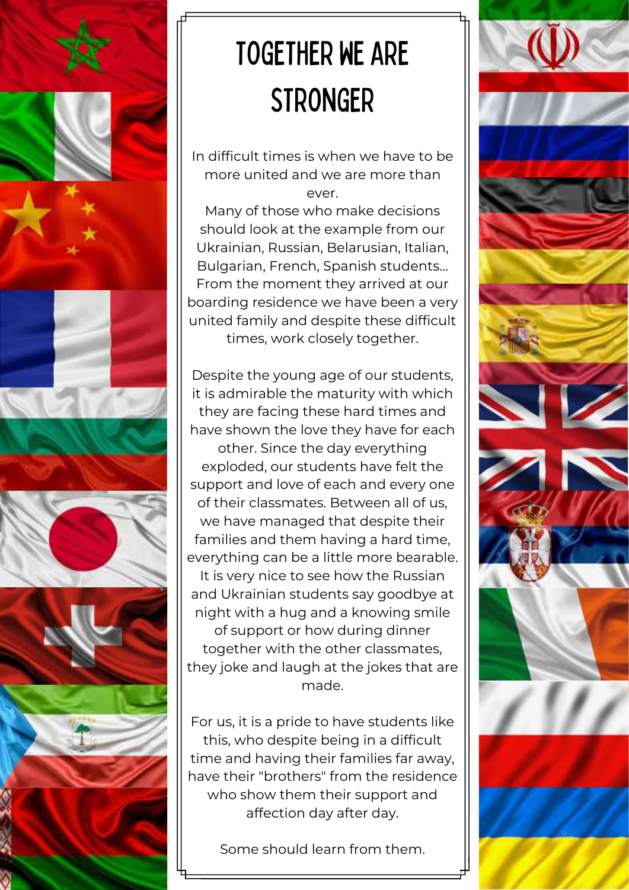# TOGETHER WE ARE STRONGER

In difficult times is when we have to be more united and we are more than ever.
Many of those who make decisions should look at the example from our Ukrainian, Russian, Belarusian, Italian, Bulgarian, French, Spanish students... From the moment they arrived at our boarding residence we have been a very united family and despite these difficult times, work closely together.

Despite the young age of our students, it is admirable the maturity with which they are facing these hard times and have shown the love they have for each other. Since the day everything exploded, our students have felt the support and love of each and every one of their classmates. Between all of us, we have managed that despite their families and them having a hard time, everything can be a little more bearable. It is very nice to see how the Russian and Ukrainian students say goodbye at night with a hug and a knowing smile of support or how during dinner together with the other classmates, they joke and laugh at the jokes that are made.

For us, it is a pride to have students like this, who despite being in a difficult time and having their families far away, have their "brothers" from the residence who show them their support and affection day after day.

Some should learn from them.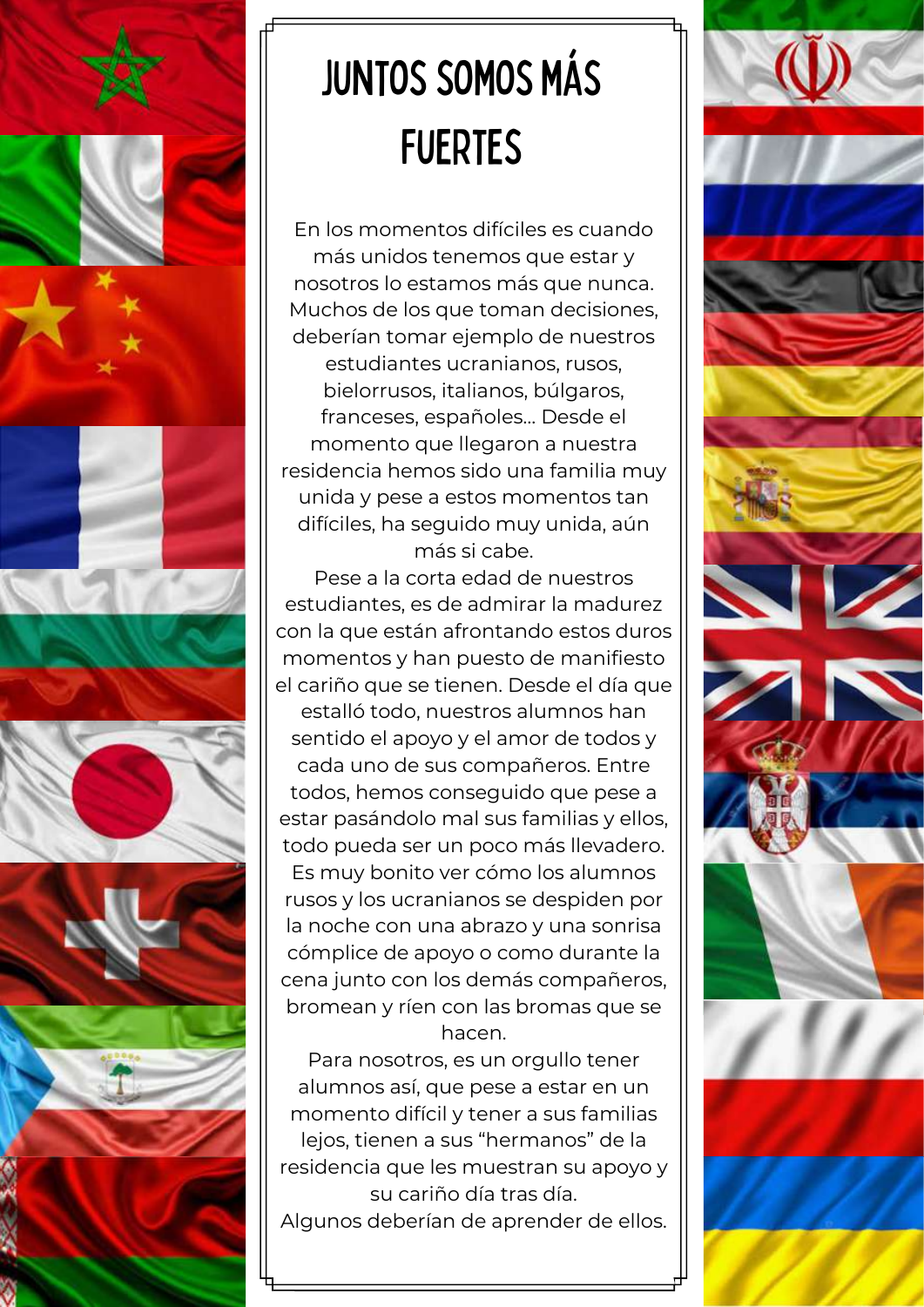# JUNTOS SOMOS MÁS FUERTES

En los momentos difíciles es cuando más unidos tenemos que estar y nosotros lo estamos más que nunca. Muchos de los que toman decisiones, deberían tomar ejemplo de nuestros estudiantes ucranianos, rusos, bielorrusos, italianos, búlgaros, franceses, españoles... Desde el momento que llegaron a nuestra residencia hemos sido una familia muy unida y pese a estos momentos tan difíciles, ha seguido muy unida, aún más si cabe.

Pese a la corta edad de nuestros estudiantes, es de admirar la madurez con la que están afrontando estos duros momentos y han puesto de manifiesto el cariño que se tienen. Desde el día que estalló todo, nuestros alumnos han sentido el apoyo y el amor de todos y cada uno de sus compañeros. Entre todos, hemos conseguido que pese a estar pasándolo mal sus familias y ellos, todo pueda ser un poco más llevadero. Es muy bonito ver cómo los alumnos rusos y los ucranianos se despiden por la noche con una abrazo y una sonrisa cómplice de apoyo o como durante la cena junto con los demás compañeros, bromean y ríen con las bromas que se hacen.

Para nosotros, es un orgullo tener alumnos así, que pese a estar en un momento difícil y tener a sus familias lejos, tienen a sus "hermanos" de la residencia que les muestran su apoyo y su cariño día tras día.

Algunos deberían de aprender de ellos.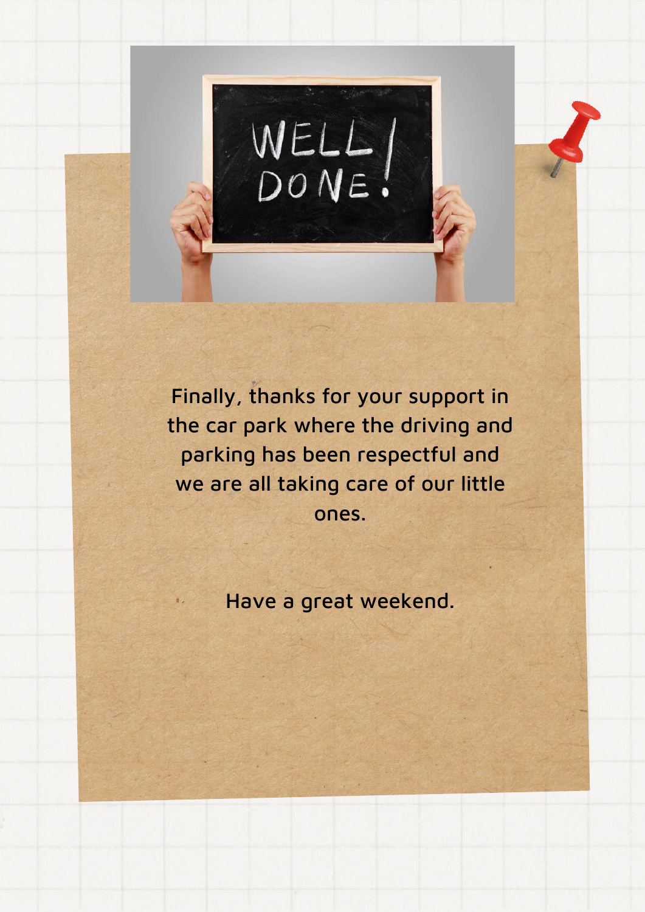Finally, thanks for your support in the car park where the driving and parking has been respectful and we are all taking care of our little ones.

Have a great weekend.